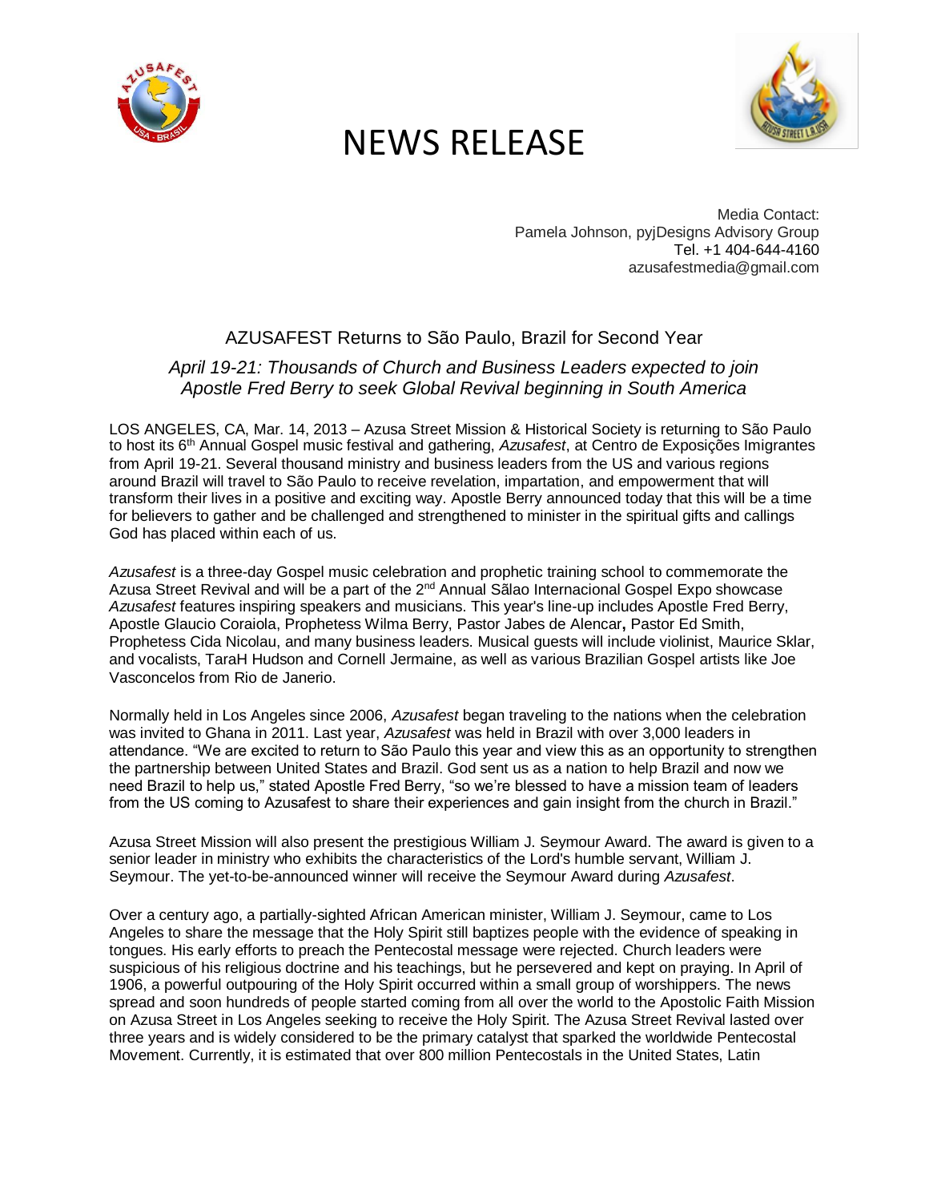# NEWS RELEASE

Media Contact:
Pamela Johnson, pyjDesigns Advisory Group
Tel. +1 404-644-4160
azusafestmedia@gmail.com

## AZUSAFEST Returns to São Paulo, Brazil for Second Year

*April 19-21: Thousands of Church and Business Leaders expected to join Apostle Fred Berry to seek Global Revival beginning in South America*

LOS ANGELES, CA, Mar. 14, 2013 – Azusa Street Mission & Historical Society is returning to São Paulo to host its 6th Annual Gospel music festival and gathering, *Azusafest*, at Centro de Exposições Imigrantes from April 19-21. Several thousand ministry and business leaders from the US and various regions around Brazil will travel to São Paulo to receive revelation, impartation, and empowerment that will transform their lives in a positive and exciting way. Apostle Berry announced today that this will be a time for believers to gather and be challenged and strengthened to minister in the spiritual gifts and callings God has placed within each of us.

*Azusafest* is a three-day Gospel music celebration and prophetic training school to commemorate the Azusa Street Revival and will be a part of the 2nd Annual Sãlao Internacional Gospel Expo showcase *Azusafest* features inspiring speakers and musicians. This year's line-up includes Apostle Fred Berry, Apostle Glaucio Coraiola, Prophetess Wilma Berry, Pastor Jabes de Alencar**,** Pastor Ed Smith, Prophetess Cida Nicolau, and many business leaders. Musical guests will include violinist, Maurice Sklar, and vocalists, TaraH Hudson and Cornell Jermaine, as well as various Brazilian Gospel artists like Joe Vasconcelos from Rio de Janerio.

Normally held in Los Angeles since 2006, *Azusafest* began traveling to the nations when the celebration was invited to Ghana in 2011. Last year, *Azusafest* was held in Brazil with over 3,000 leaders in attendance. "We are excited to return to São Paulo this year and view this as an opportunity to strengthen the partnership between United States and Brazil. God sent us as a nation to help Brazil and now we need Brazil to help us," stated Apostle Fred Berry, "so we're blessed to have a mission team of leaders from the US coming to Azusafest to share their experiences and gain insight from the church in Brazil."

Azusa Street Mission will also present the prestigious William J. Seymour Award. The award is given to a senior leader in ministry who exhibits the characteristics of the Lord's humble servant, William J. Seymour. The yet-to-be-announced winner will receive the Seymour Award during *Azusafest*.

Over a century ago, a partially-sighted African American minister, William J. Seymour, came to Los Angeles to share the message that the Holy Spirit still baptizes people with the evidence of speaking in tongues. His early efforts to preach the Pentecostal message were rejected. Church leaders were suspicious of his religious doctrine and his teachings, but he persevered and kept on praying. In April of 1906, a powerful outpouring of the Holy Spirit occurred within a small group of worshippers. The news spread and soon hundreds of people started coming from all over the world to the Apostolic Faith Mission on Azusa Street in Los Angeles seeking to receive the Holy Spirit. The Azusa Street Revival lasted over three years and is widely considered to be the primary catalyst that sparked the worldwide Pentecostal Movement. Currently, it is estimated that over 800 million Pentecostals in the United States, Latin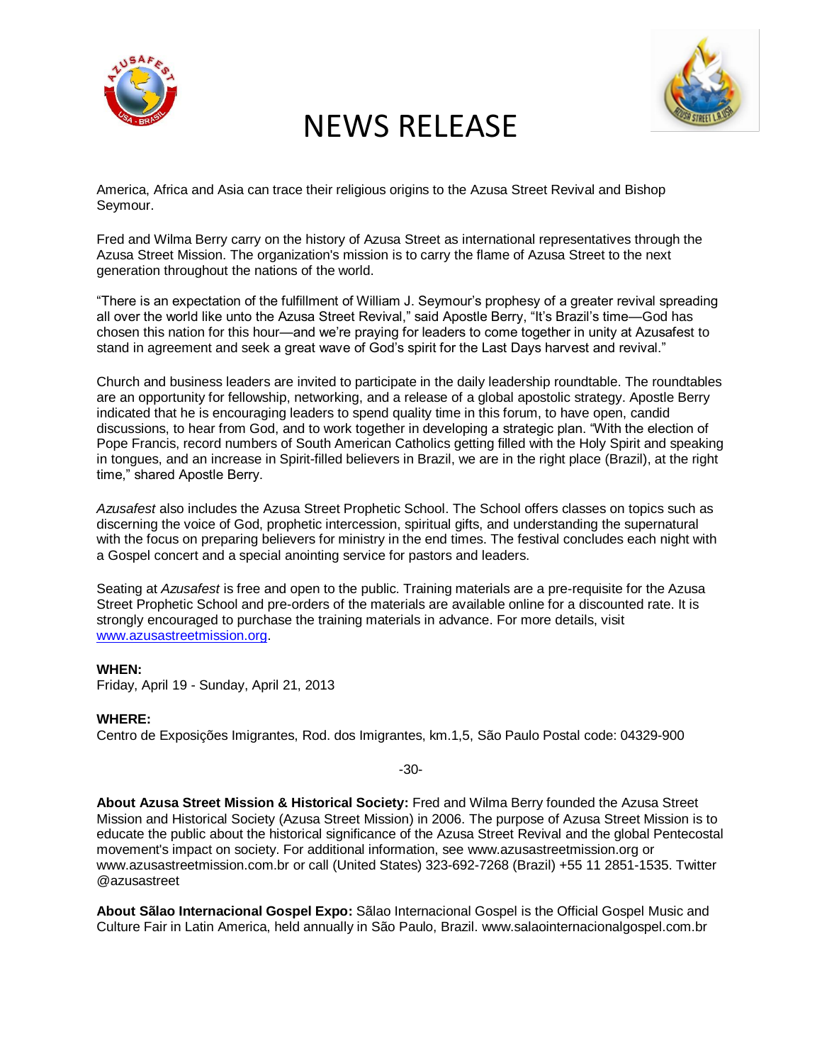# NEWS RELEASE

America, Africa and Asia can trace their religious origins to the Azusa Street Revival and Bishop Seymour.

Fred and Wilma Berry carry on the history of Azusa Street as international representatives through the Azusa Street Mission. The organization's mission is to carry the flame of Azusa Street to the next generation throughout the nations of the world.

"There is an expectation of the fulfillment of William J. Seymour's prophesy of a greater revival spreading all over the world like unto the Azusa Street Revival," said Apostle Berry, "It's Brazil's time—God has chosen this nation for this hour—and we're praying for leaders to come together in unity at Azusafest to stand in agreement and seek a great wave of God's spirit for the Last Days harvest and revival."

Church and business leaders are invited to participate in the daily leadership roundtable. The roundtables are an opportunity for fellowship, networking, and a release of a global apostolic strategy. Apostle Berry indicated that he is encouraging leaders to spend quality time in this forum, to have open, candid discussions, to hear from God, and to work together in developing a strategic plan. "With the election of Pope Francis, record numbers of South American Catholics getting filled with the Holy Spirit and speaking in tongues, and an increase in Spirit-filled believers in Brazil, we are in the right place (Brazil), at the right time," shared Apostle Berry.

*Azusafest* also includes the Azusa Street Prophetic School. The School offers classes on topics such as discerning the voice of God, prophetic intercession, spiritual gifts, and understanding the supernatural with the focus on preparing believers for ministry in the end times. The festival concludes each night with a Gospel concert and a special anointing service for pastors and leaders.

Seating at *Azusafest* is free and open to the public. Training materials are a pre-requisite for the Azusa Street Prophetic School and pre-orders of the materials are available online for a discounted rate. It is strongly encouraged to purchase the training materials in advance. For more details, visit www.azusastreetmission.org.

**WHEN:**
Friday, April 19 - Sunday, April 21, 2013

**WHERE:**
Centro de Exposições Imigrantes, Rod. dos Imigrantes, km.1,5, São Paulo Postal code: 04329-900

-30-

**About Azusa Street Mission & Historical Society:** Fred and Wilma Berry founded the Azusa Street Mission and Historical Society (Azusa Street Mission) in 2006. The purpose of Azusa Street Mission is to educate the public about the historical significance of the Azusa Street Revival and the global Pentecostal movement's impact on society. For additional information, see www.azusastreetmission.org or www.azusastreetmission.com.br or call (United States) 323-692-7268 (Brazil) +55 11 2851-1535. Twitter @azusastreet

**About Sãlao Internacional Gospel Expo:** Sãlao Internacional Gospel is the Official Gospel Music and Culture Fair in Latin America, held annually in São Paulo, Brazil. www.salaointernacionalgospel.com.br